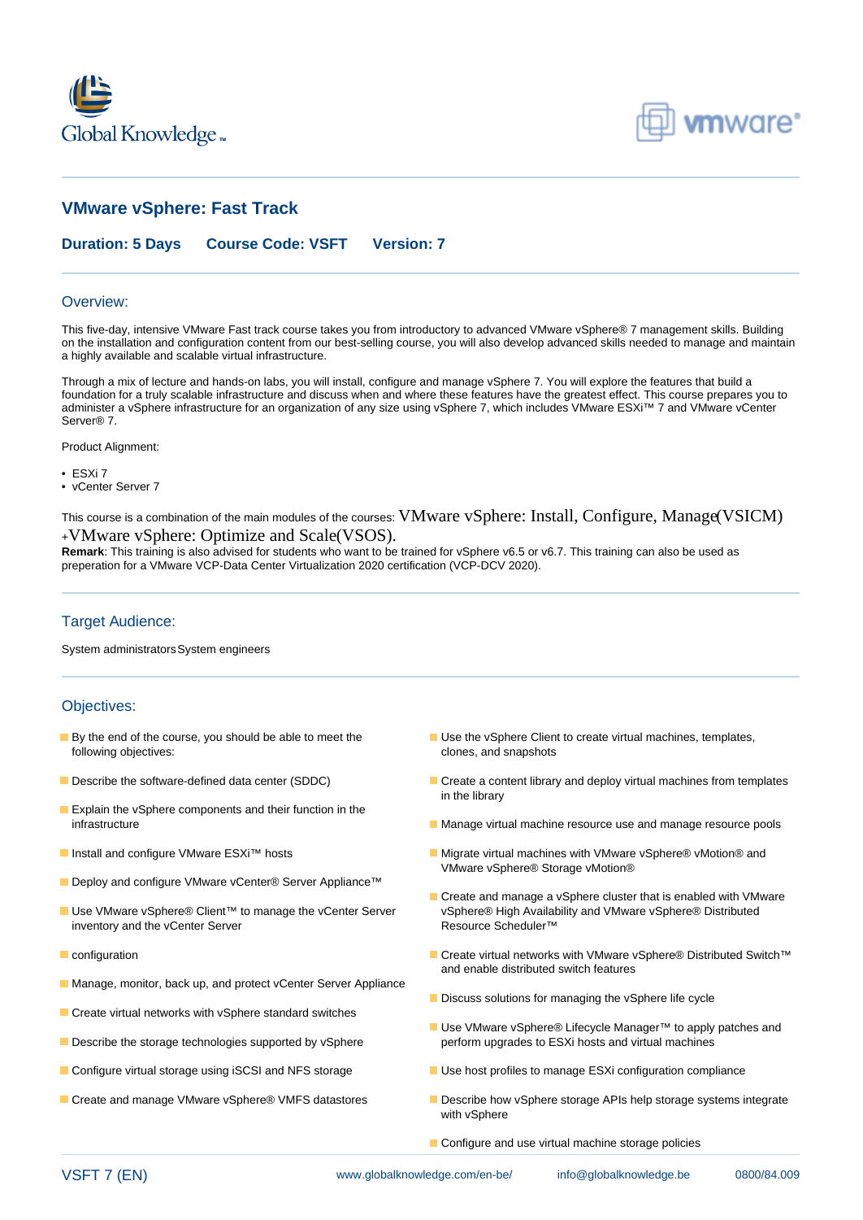# VMware vSphere: Fast Track

**Duration: 5 Days** **Course Code: VSFT** **Version: 7**

## Overview:

This five-day, intensive VMware Fast track course takes you from introductory to advanced VMware vSphere® 7 management skills. Building on the installation and configuration content from our best-selling course, you will also develop advanced skills needed to manage and maintain a highly available and scalable virtual infrastructure.

Through a mix of lecture and hands-on labs, you will install, configure and manage vSphere 7. You will explore the features that build a foundation for a truly scalable infrastructure and discuss when and where these features have the greatest effect. This course prepares you to administer a vSphere infrastructure for an organization of any size using vSphere 7, which includes VMware ESXi™ 7 and VMware vCenter Server® 7.

Product Alignment:

- ESXi 7
- vCenter Server 7

This course is a combination of the main modules of the courses: VMware vSphere: Install, Configure, Manage(VSICM) +VMware vSphere: Optimize and Scale(VSOS).
**Remark**: This training is also advised for students who want to be trained for vSphere v6.5 or v6.7. This training can also be used as preperation for a VMware VCP-Data Center Virtualization 2020 certification (VCP-DCV 2020).

## Target Audience:

System administratorsSystem engineers

## Objectives:

- By the end of the course, you should be able to meet the following objectives:
- Describe the software-defined data center (SDDC)
- Explain the vSphere components and their function in the infrastructure
- Install and configure VMware ESXi™ hosts
- Deploy and configure VMware vCenter® Server Appliance™
- Use VMware vSphere® Client™ to manage the vCenter Server inventory and the vCenter Server
- configuration
- Manage, monitor, back up, and protect vCenter Server Appliance
- Create virtual networks with vSphere standard switches
- Describe the storage technologies supported by vSphere
- Configure virtual storage using iSCSI and NFS storage
- Create and manage VMware vSphere® VMFS datastores
- Use the vSphere Client to create virtual machines, templates, clones, and snapshots
- Create a content library and deploy virtual machines from templates in the library
- Manage virtual machine resource use and manage resource pools
- Migrate virtual machines with VMware vSphere® vMotion® and VMware vSphere® Storage vMotion®
- Create and manage a vSphere cluster that is enabled with VMware vSphere® High Availability and VMware vSphere® Distributed Resource Scheduler™
- Create virtual networks with VMware vSphere® Distributed Switch™ and enable distributed switch features
- Discuss solutions for managing the vSphere life cycle
- Use VMware vSphere® Lifecycle Manager™ to apply patches and perform upgrades to ESXi hosts and virtual machines
- Use host profiles to manage ESXi configuration compliance
- Describe how vSphere storage APIs help storage systems integrate with vSphere
- Configure and use virtual machine storage policies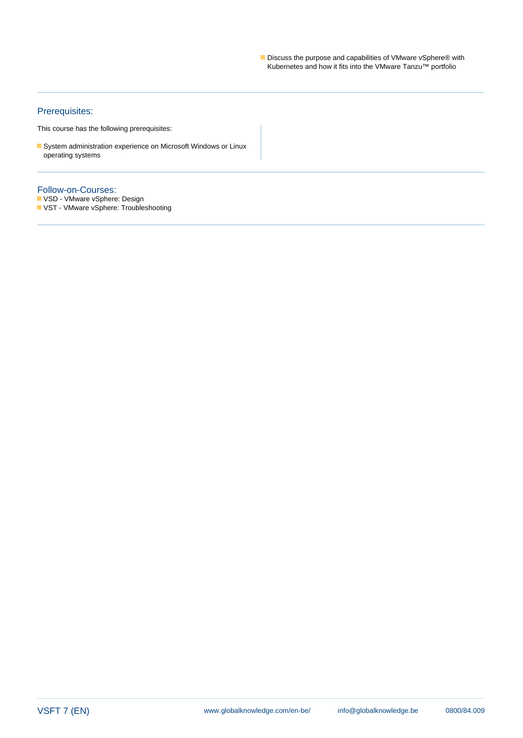- Discuss the purpose and capabilities of VMware vSphere® with Kubernetes and how it fits into the VMware Tanzu™ portfolio

## Prerequisites:

This course has the following prerequisites:

- System administration experience on Microsoft Windows or Linux operating systems

## Follow-on-Courses:

- VSD - VMware vSphere: Design
- VST - VMware vSphere: Troubleshooting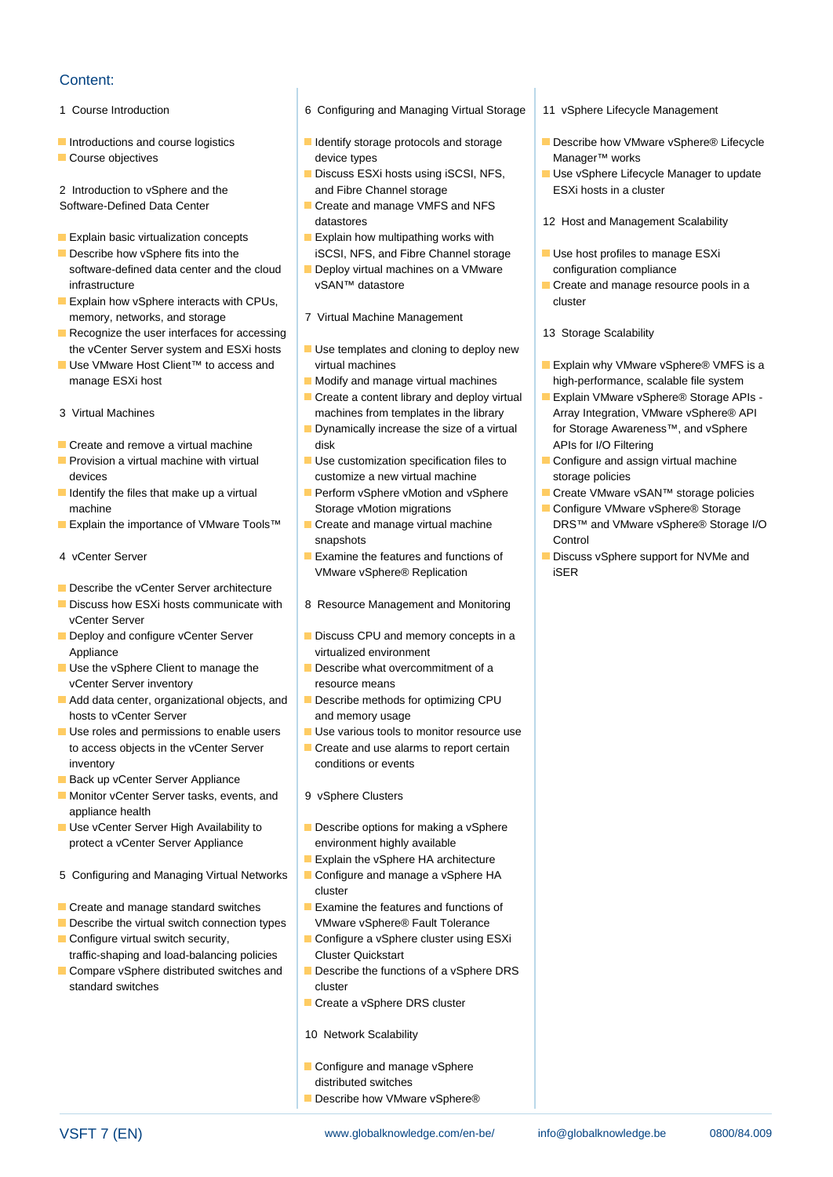## Content:

1 Course Introduction

- Introductions and course logistics
- Course objectives

2 Introduction to vSphere and the Software-Defined Data Center

- Explain basic virtualization concepts
- Describe how vSphere fits into the software-defined data center and the cloud infrastructure
- Explain how vSphere interacts with CPUs, memory, networks, and storage
- Recognize the user interfaces for accessing the vCenter Server system and ESXi hosts
- Use VMware Host Client™ to access and manage ESXi host

3 Virtual Machines

- Create and remove a virtual machine
- Provision a virtual machine with virtual devices
- Identify the files that make up a virtual machine
- Explain the importance of VMware Tools™

4 vCenter Server

- Describe the vCenter Server architecture
- Discuss how ESXi hosts communicate with vCenter Server
- Deploy and configure vCenter Server Appliance
- Use the vSphere Client to manage the vCenter Server inventory
- Add data center, organizational objects, and hosts to vCenter Server
- Use roles and permissions to enable users to access objects in the vCenter Server inventory
- Back up vCenter Server Appliance
- Monitor vCenter Server tasks, events, and appliance health
- Use vCenter Server High Availability to protect a vCenter Server Appliance

5 Configuring and Managing Virtual Networks

- Create and manage standard switches
- Describe the virtual switch connection types
- Configure virtual switch security, traffic-shaping and load-balancing policies
- Compare vSphere distributed switches and standard switches

6 Configuring and Managing Virtual Storage

- Identify storage protocols and storage device types
- Discuss ESXi hosts using iSCSI, NFS, and Fibre Channel storage
- Create and manage VMFS and NFS datastores
- Explain how multipathing works with iSCSI, NFS, and Fibre Channel storage
- Deploy virtual machines on a VMware vSAN™ datastore

7 Virtual Machine Management

- Use templates and cloning to deploy new virtual machines
- Modify and manage virtual machines
- Create a content library and deploy virtual machines from templates in the library
- Dynamically increase the size of a virtual disk
- Use customization specification files to customize a new virtual machine
- Perform vSphere vMotion and vSphere Storage vMotion migrations
- Create and manage virtual machine snapshots
- Examine the features and functions of VMware vSphere® Replication

8 Resource Management and Monitoring

- Discuss CPU and memory concepts in a virtualized environment
- Describe what overcommitment of a resource means
- Describe methods for optimizing CPU and memory usage
- Use various tools to monitor resource use
- Create and use alarms to report certain conditions or events

9 vSphere Clusters

- Describe options for making a vSphere environment highly available
- Explain the vSphere HA architecture
- Configure and manage a vSphere HA cluster
- Examine the features and functions of VMware vSphere® Fault Tolerance
- Configure a vSphere cluster using ESXi Cluster Quickstart
- Describe the functions of a vSphere DRS cluster
- Create a vSphere DRS cluster

10 Network Scalability

- Configure and manage vSphere distributed switches
- Describe how VMware vSphere®

11 vSphere Lifecycle Management

- Describe how VMware vSphere® Lifecycle Manager™ works
- Use vSphere Lifecycle Manager to update ESXi hosts in a cluster

12 Host and Management Scalability

- Use host profiles to manage ESXi configuration compliance
- Create and manage resource pools in a cluster

13 Storage Scalability

- Explain why VMware vSphere® VMFS is a high-performance, scalable file system
- Explain VMware vSphere® Storage APIs - Array Integration, VMware vSphere® API for Storage Awareness™, and vSphere APIs for I/O Filtering
- Configure and assign virtual machine storage policies
- Create VMware vSAN™ storage policies
- Configure VMware vSphere® Storage DRS™ and VMware vSphere® Storage I/O Control
- Discuss vSphere support for NVMe and iSER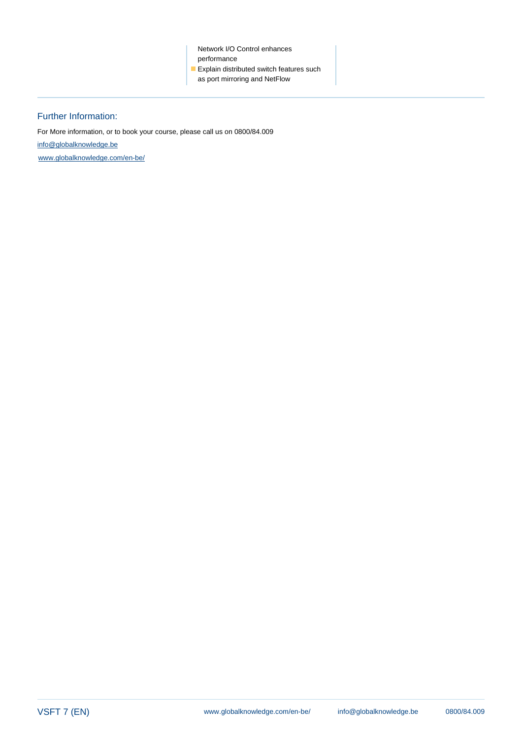Network I/O Control enhances performance

- Explain distributed switch features such as port mirroring and NetFlow

## Further Information:

For More information, or to book your course, please call us on 0800/84.009

info@globalknowledge.be

www.globalknowledge.com/en-be/